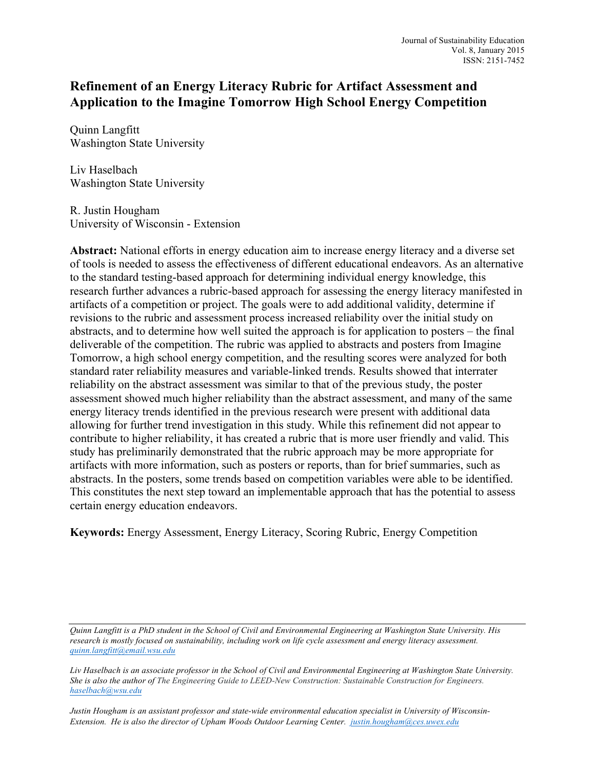# Refinement of an Energy Literacy Rubric for Artifact Assessment and Application to the Imagine Tomorrow High School Energy Competition

Quinn Langfitt
Washington State University

Liv Haselbach
Washington State University

R. Justin Hougham
University of Wisconsin - Extension

**Abstract:** National efforts in energy education aim to increase energy literacy and a diverse set of tools is needed to assess the effectiveness of different educational endeavors. As an alternative to the standard testing-based approach for determining individual energy knowledge, this research further advances a rubric-based approach for assessing the energy literacy manifested in artifacts of a competition or project. The goals were to add additional validity, determine if revisions to the rubric and assessment process increased reliability over the initial study on abstracts, and to determine how well suited the approach is for application to posters – the final deliverable of the competition. The rubric was applied to abstracts and posters from Imagine Tomorrow, a high school energy competition, and the resulting scores were analyzed for both standard rater reliability measures and variable-linked trends. Results showed that interrater reliability on the abstract assessment was similar to that of the previous study, the poster assessment showed much higher reliability than the abstract assessment, and many of the same energy literacy trends identified in the previous research were present with additional data allowing for further trend investigation in this study. While this refinement did not appear to contribute to higher reliability, it has created a rubric that is more user friendly and valid. This study has preliminarily demonstrated that the rubric approach may be more appropriate for artifacts with more information, such as posters or reports, than for brief summaries, such as abstracts. In the posters, some trends based on competition variables were able to be identified. This constitutes the next step toward an implementable approach that has the potential to assess certain energy education endeavors.

**Keywords:** Energy Assessment, Energy Literacy, Scoring Rubric, Energy Competition

---

*Quinn Langfitt is a PhD student in the School of Civil and Environmental Engineering at Washington State University. His research is mostly focused on sustainability, including work on life cycle assessment and energy literacy assessment.* *quinn.langfitt@email.wsu.edu*

*Liv Haselbach is an associate professor in the School of Civil and Environmental Engineering at Washington State University. She is also the author of* The Engineering Guide to LEED-New Construction: Sustainable Construction for Engineers. *haselbach@wsu.edu*

*Justin Hougham is an assistant professor and state-wide environmental education specialist in University of Wisconsin-Extension. He is also the director of Upham Woods Outdoor Learning Center.* *justin.hougham@ces.uwex.edu*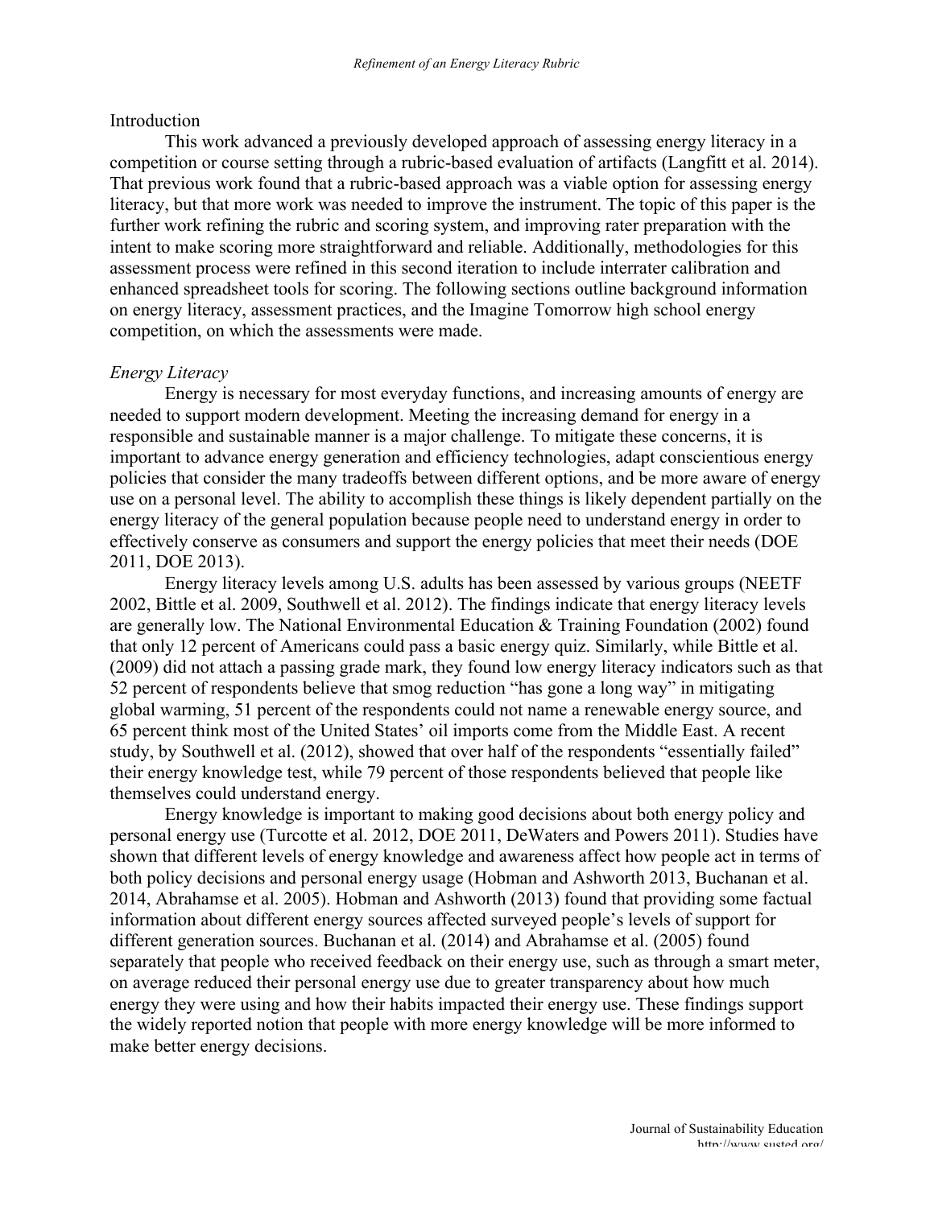## Introduction

This work advanced a previously developed approach of assessing energy literacy in a competition or course setting through a rubric-based evaluation of artifacts (Langfitt et al. 2014). That previous work found that a rubric-based approach was a viable option for assessing energy literacy, but that more work was needed to improve the instrument. The topic of this paper is the further work refining the rubric and scoring system, and improving rater preparation with the intent to make scoring more straightforward and reliable. Additionally, methodologies for this assessment process were refined in this second iteration to include interrater calibration and enhanced spreadsheet tools for scoring. The following sections outline background information on energy literacy, assessment practices, and the Imagine Tomorrow high school energy competition, on which the assessments were made.

### *Energy Literacy*

Energy is necessary for most everyday functions, and increasing amounts of energy are needed to support modern development. Meeting the increasing demand for energy in a responsible and sustainable manner is a major challenge. To mitigate these concerns, it is important to advance energy generation and efficiency technologies, adapt conscientious energy policies that consider the many tradeoffs between different options, and be more aware of energy use on a personal level. The ability to accomplish these things is likely dependent partially on the energy literacy of the general population because people need to understand energy in order to effectively conserve as consumers and support the energy policies that meet their needs (DOE 2011, DOE 2013).

Energy literacy levels among U.S. adults has been assessed by various groups (NEETF 2002, Bittle et al. 2009, Southwell et al. 2012). The findings indicate that energy literacy levels are generally low. The National Environmental Education & Training Foundation (2002) found that only 12 percent of Americans could pass a basic energy quiz. Similarly, while Bittle et al. (2009) did not attach a passing grade mark, they found low energy literacy indicators such as that 52 percent of respondents believe that smog reduction "has gone a long way" in mitigating global warming, 51 percent of the respondents could not name a renewable energy source, and 65 percent think most of the United States' oil imports come from the Middle East. A recent study, by Southwell et al. (2012), showed that over half of the respondents "essentially failed" their energy knowledge test, while 79 percent of those respondents believed that people like themselves could understand energy.

Energy knowledge is important to making good decisions about both energy policy and personal energy use (Turcotte et al. 2012, DOE 2011, DeWaters and Powers 2011). Studies have shown that different levels of energy knowledge and awareness affect how people act in terms of both policy decisions and personal energy usage (Hobman and Ashworth 2013, Buchanan et al. 2014, Abrahamse et al. 2005). Hobman and Ashworth (2013) found that providing some factual information about different energy sources affected surveyed people's levels of support for different generation sources. Buchanan et al. (2014) and Abrahamse et al. (2005) found separately that people who received feedback on their energy use, such as through a smart meter, on average reduced their personal energy use due to greater transparency about how much energy they were using and how their habits impacted their energy use. These findings support the widely reported notion that people with more energy knowledge will be more informed to make better energy decisions.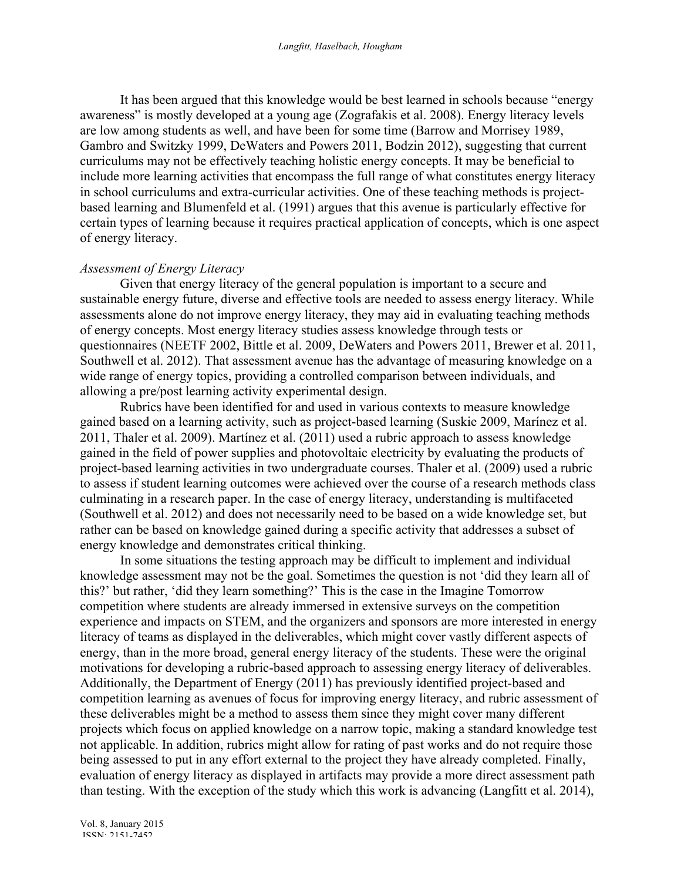It has been argued that this knowledge would be best learned in schools because "energy awareness" is mostly developed at a young age (Zografakis et al. 2008). Energy literacy levels are low among students as well, and have been for some time (Barrow and Morrisey 1989, Gambro and Switzky 1999, DeWaters and Powers 2011, Bodzin 2012), suggesting that current curriculums may not be effectively teaching holistic energy concepts. It may be beneficial to include more learning activities that encompass the full range of what constitutes energy literacy in school curriculums and extra-curricular activities. One of these teaching methods is project-based learning and Blumenfeld et al. (1991) argues that this avenue is particularly effective for certain types of learning because it requires practical application of concepts, which is one aspect of energy literacy.

*Assessment of Energy Literacy*

Given that energy literacy of the general population is important to a secure and sustainable energy future, diverse and effective tools are needed to assess energy literacy. While assessments alone do not improve energy literacy, they may aid in evaluating teaching methods of energy concepts. Most energy literacy studies assess knowledge through tests or questionnaires (NEETF 2002, Bittle et al. 2009, DeWaters and Powers 2011, Brewer et al. 2011, Southwell et al. 2012). That assessment avenue has the advantage of measuring knowledge on a wide range of energy topics, providing a controlled comparison between individuals, and allowing a pre/post learning activity experimental design.

Rubrics have been identified for and used in various contexts to measure knowledge gained based on a learning activity, such as project-based learning (Suskie 2009, Marínez et al. 2011, Thaler et al. 2009). Martínez et al. (2011) used a rubric approach to assess knowledge gained in the field of power supplies and photovoltaic electricity by evaluating the products of project-based learning activities in two undergraduate courses. Thaler et al. (2009) used a rubric to assess if student learning outcomes were achieved over the course of a research methods class culminating in a research paper. In the case of energy literacy, understanding is multifaceted (Southwell et al. 2012) and does not necessarily need to be based on a wide knowledge set, but rather can be based on knowledge gained during a specific activity that addresses a subset of energy knowledge and demonstrates critical thinking.

In some situations the testing approach may be difficult to implement and individual knowledge assessment may not be the goal. Sometimes the question is not 'did they learn all of this?' but rather, 'did they learn something?' This is the case in the Imagine Tomorrow competition where students are already immersed in extensive surveys on the competition experience and impacts on STEM, and the organizers and sponsors are more interested in energy literacy of teams as displayed in the deliverables, which might cover vastly different aspects of energy, than in the more broad, general energy literacy of the students. These were the original motivations for developing a rubric-based approach to assessing energy literacy of deliverables. Additionally, the Department of Energy (2011) has previously identified project-based and competition learning as avenues of focus for improving energy literacy, and rubric assessment of these deliverables might be a method to assess them since they might cover many different projects which focus on applied knowledge on a narrow topic, making a standard knowledge test not applicable. In addition, rubrics might allow for rating of past works and do not require those being assessed to put in any effort external to the project they have already completed. Finally, evaluation of energy literacy as displayed in artifacts may provide a more direct assessment path than testing. With the exception of the study which this work is advancing (Langfitt et al. 2014),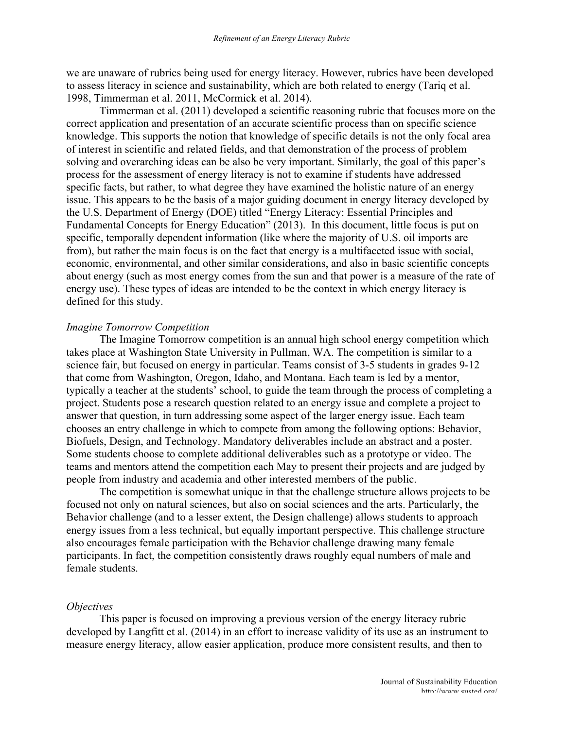we are unaware of rubrics being used for energy literacy. However, rubrics have been developed to assess literacy in science and sustainability, which are both related to energy (Tariq et al. 1998, Timmerman et al. 2011, McCormick et al. 2014).

Timmerman et al. (2011) developed a scientific reasoning rubric that focuses more on the correct application and presentation of an accurate scientific process than on specific science knowledge. This supports the notion that knowledge of specific details is not the only focal area of interest in scientific and related fields, and that demonstration of the process of problem solving and overarching ideas can be also be very important. Similarly, the goal of this paper's process for the assessment of energy literacy is not to examine if students have addressed specific facts, but rather, to what degree they have examined the holistic nature of an energy issue. This appears to be the basis of a major guiding document in energy literacy developed by the U.S. Department of Energy (DOE) titled "Energy Literacy: Essential Principles and Fundamental Concepts for Energy Education" (2013). In this document, little focus is put on specific, temporally dependent information (like where the majority of U.S. oil imports are from), but rather the main focus is on the fact that energy is a multifaceted issue with social, economic, environmental, and other similar considerations, and also in basic scientific concepts about energy (such as most energy comes from the sun and that power is a measure of the rate of energy use). These types of ideas are intended to be the context in which energy literacy is defined for this study.

### *Imagine Tomorrow Competition*

The Imagine Tomorrow competition is an annual high school energy competition which takes place at Washington State University in Pullman, WA. The competition is similar to a science fair, but focused on energy in particular. Teams consist of 3-5 students in grades 9-12 that come from Washington, Oregon, Idaho, and Montana. Each team is led by a mentor, typically a teacher at the students' school, to guide the team through the process of completing a project. Students pose a research question related to an energy issue and complete a project to answer that question, in turn addressing some aspect of the larger energy issue. Each team chooses an entry challenge in which to compete from among the following options: Behavior, Biofuels, Design, and Technology. Mandatory deliverables include an abstract and a poster. Some students choose to complete additional deliverables such as a prototype or video. The teams and mentors attend the competition each May to present their projects and are judged by people from industry and academia and other interested members of the public.

The competition is somewhat unique in that the challenge structure allows projects to be focused not only on natural sciences, but also on social sciences and the arts. Particularly, the Behavior challenge (and to a lesser extent, the Design challenge) allows students to approach energy issues from a less technical, but equally important perspective. This challenge structure also encourages female participation with the Behavior challenge drawing many female participants. In fact, the competition consistently draws roughly equal numbers of male and female students.

### *Objectives*

This paper is focused on improving a previous version of the energy literacy rubric developed by Langfitt et al. (2014) in an effort to increase validity of its use as an instrument to measure energy literacy, allow easier application, produce more consistent results, and then to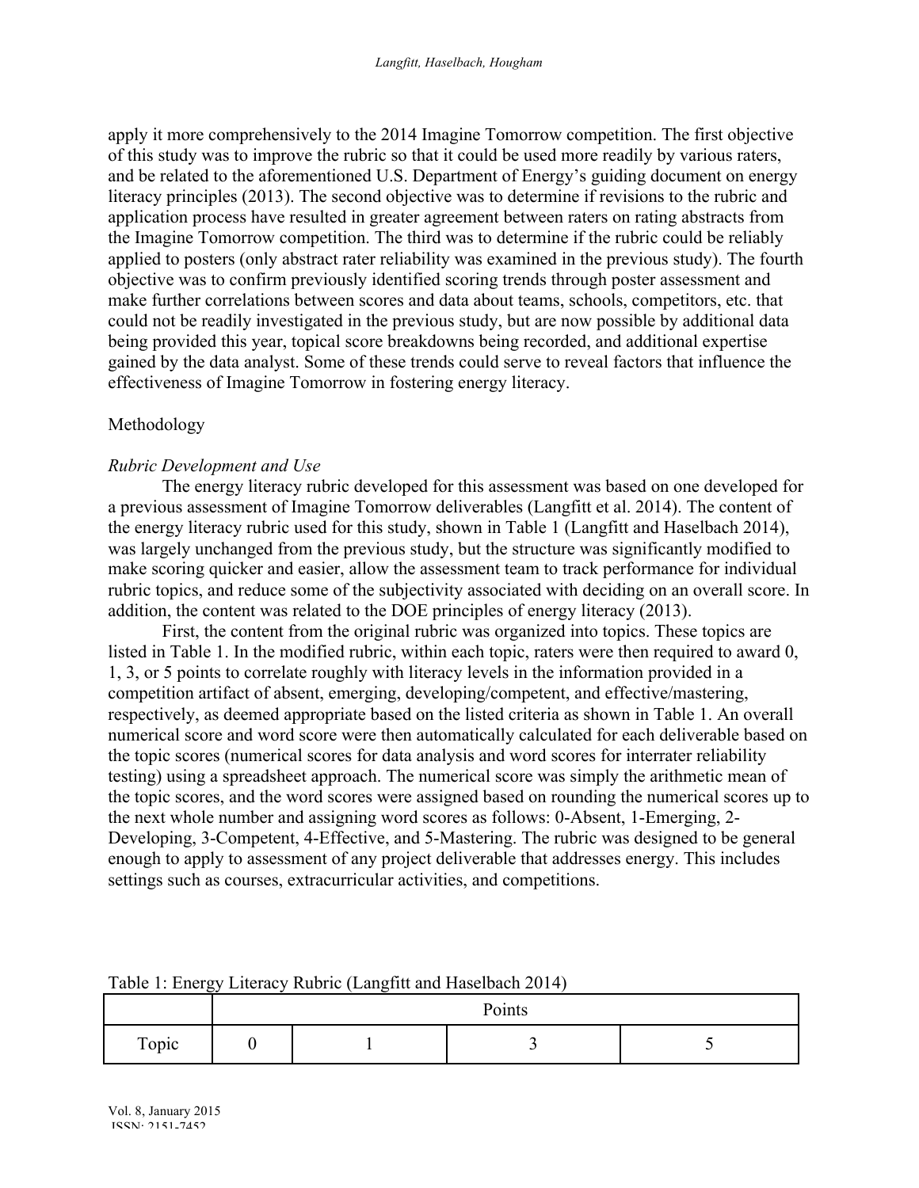apply it more comprehensively to the 2014 Imagine Tomorrow competition. The first objective of this study was to improve the rubric so that it could be used more readily by various raters, and be related to the aforementioned U.S. Department of Energy's guiding document on energy literacy principles (2013). The second objective was to determine if revisions to the rubric and application process have resulted in greater agreement between raters on rating abstracts from the Imagine Tomorrow competition. The third was to determine if the rubric could be reliably applied to posters (only abstract rater reliability was examined in the previous study). The fourth objective was to confirm previously identified scoring trends through poster assessment and make further correlations between scores and data about teams, schools, competitors, etc. that could not be readily investigated in the previous study, but are now possible by additional data being provided this year, topical score breakdowns being recorded, and additional expertise gained by the data analyst. Some of these trends could serve to reveal factors that influence the effectiveness of Imagine Tomorrow in fostering energy literacy.

## Methodology

### *Rubric Development and Use*

The energy literacy rubric developed for this assessment was based on one developed for a previous assessment of Imagine Tomorrow deliverables (Langfitt et al. 2014). The content of the energy literacy rubric used for this study, shown in Table 1 (Langfitt and Haselbach 2014), was largely unchanged from the previous study, but the structure was significantly modified to make scoring quicker and easier, allow the assessment team to track performance for individual rubric topics, and reduce some of the subjectivity associated with deciding on an overall score. In addition, the content was related to the DOE principles of energy literacy (2013).

First, the content from the original rubric was organized into topics. These topics are listed in Table 1. In the modified rubric, within each topic, raters were then required to award 0, 1, 3, or 5 points to correlate roughly with literacy levels in the information provided in a competition artifact of absent, emerging, developing/competent, and effective/mastering, respectively, as deemed appropriate based on the listed criteria as shown in Table 1. An overall numerical score and word score were then automatically calculated for each deliverable based on the topic scores (numerical scores for data analysis and word scores for interrater reliability testing) using a spreadsheet approach. The numerical score was simply the arithmetic mean of the topic scores, and the word scores were assigned based on rounding the numerical scores up to the next whole number and assigning word scores as follows: 0-Absent, 1-Emerging, 2-Developing, 3-Competent, 4-Effective, and 5-Mastering. The rubric was designed to be general enough to apply to assessment of any project deliverable that addresses energy. This includes settings such as courses, extracurricular activities, and competitions.

Table 1: Energy Literacy Rubric (Langfitt and Haselbach 2014)

| | Points | | | |
|---|---|---|---|---|
| Topic | 0 | 1 | 3 | 5 |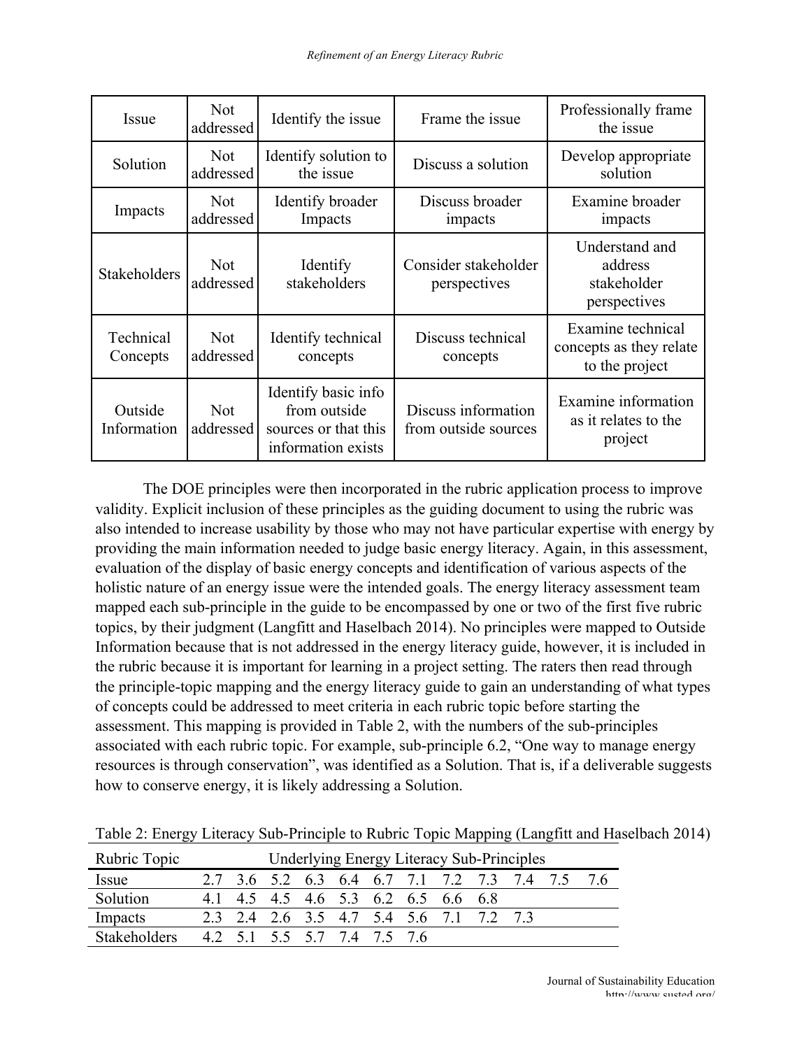| Issue | Not addressed | Identify the issue | Frame the issue | Professionally frame the issue |
|---|---|---|---|---|
| Solution | Not addressed | Identify solution to the issue | Discuss a solution | Develop appropriate solution |
| Impacts | Not addressed | Identify broader Impacts | Discuss broader impacts | Examine broader impacts |
| Stakeholders | Not addressed | Identify stakeholders | Consider stakeholder perspectives | Understand and address stakeholder perspectives |
| Technical Concepts | Not addressed | Identify technical concepts | Discuss technical concepts | Examine technical concepts as they relate to the project |
| Outside Information | Not addressed | Identify basic info from outside sources or that this information exists | Discuss information from outside sources | Examine information as it relates to the project |

The DOE principles were then incorporated in the rubric application process to improve validity. Explicit inclusion of these principles as the guiding document to using the rubric was also intended to increase usability by those who may not have particular expertise with energy by providing the main information needed to judge basic energy literacy. Again, in this assessment, evaluation of the display of basic energy concepts and identification of various aspects of the holistic nature of an energy issue were the intended goals. The energy literacy assessment team mapped each sub-principle in the guide to be encompassed by one or two of the first five rubric topics, by their judgment (Langfitt and Haselbach 2014). No principles were mapped to Outside Information because that is not addressed in the energy literacy guide, however, it is included in the rubric because it is important for learning in a project setting. The raters then read through the principle-topic mapping and the energy literacy guide to gain an understanding of what types of concepts could be addressed to meet criteria in each rubric topic before starting the assessment. This mapping is provided in Table 2, with the numbers of the sub-principles associated with each rubric topic. For example, sub-principle 6.2, "One way to manage energy resources is through conservation", was identified as a Solution. That is, if a deliverable suggests how to conserve energy, it is likely addressing a Solution.

Table 2: Energy Literacy Sub-Principle to Rubric Topic Mapping (Langfitt and Haselbach 2014)

| Rubric Topic | Underlying Energy Literacy Sub-Principles | | | | | | | | | | | |
|---|---|---|---|---|---|---|---|---|---|---|---|---|
| Issue | 2.7 | 3.6 | 5.2 | 6.3 | 6.4 | 6.7 | 7.1 | 7.2 | 7.3 | 7.4 | 7.5 | 7.6 |
| Solution | 4.1 | 4.5 | 4.5 | 4.6 | 5.3 | 6.2 | 6.5 | 6.6 | 6.8 | | | |
| Impacts | 2.3 | 2.4 | 2.6 | 3.5 | 4.7 | 5.4 | 5.6 | 7.1 | 7.2 | 7.3 | | |
| Stakeholders | 4.2 | 5.1 | 5.5 | 5.7 | 7.4 | 7.5 | 7.6 | | | | | |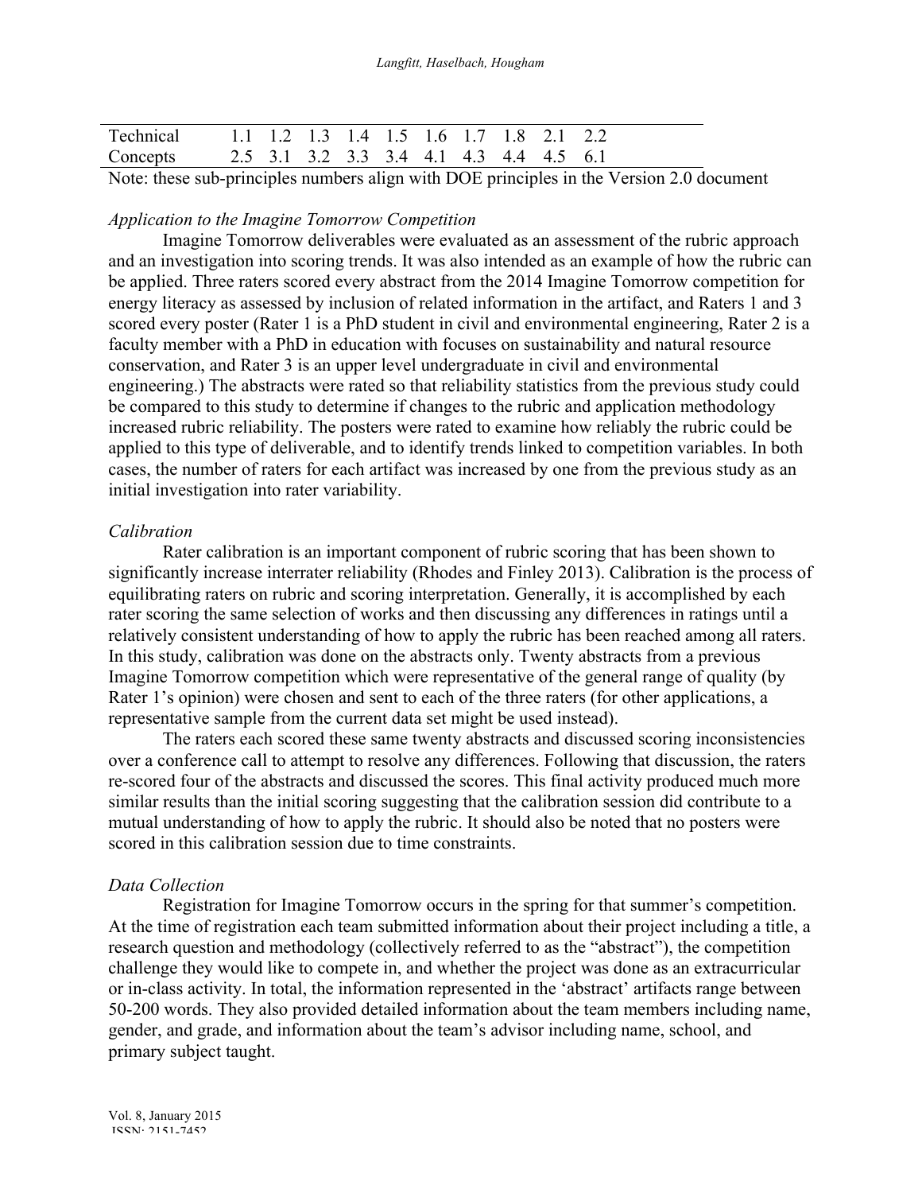| Technical | 1.1 | 1.2 | 1.3 | 1.4 | 1.5 | 1.6 | 1.7 | 1.8 | 2.1 | 2.2 |
|---|---|---|---|---|---|---|---|---|---|---|
| Concepts | 2.5 | 3.1 | 3.2 | 3.3 | 3.4 | 4.1 | 4.3 | 4.4 | 4.5 | 6.1 |

Note: these sub-principles numbers align with DOE principles in the Version 2.0 document

*Application to the Imagine Tomorrow Competition*

Imagine Tomorrow deliverables were evaluated as an assessment of the rubric approach and an investigation into scoring trends. It was also intended as an example of how the rubric can be applied. Three raters scored every abstract from the 2014 Imagine Tomorrow competition for energy literacy as assessed by inclusion of related information in the artifact, and Raters 1 and 3 scored every poster (Rater 1 is a PhD student in civil and environmental engineering, Rater 2 is a faculty member with a PhD in education with focuses on sustainability and natural resource conservation, and Rater 3 is an upper level undergraduate in civil and environmental engineering.) The abstracts were rated so that reliability statistics from the previous study could be compared to this study to determine if changes to the rubric and application methodology increased rubric reliability. The posters were rated to examine how reliably the rubric could be applied to this type of deliverable, and to identify trends linked to competition variables. In both cases, the number of raters for each artifact was increased by one from the previous study as an initial investigation into rater variability.

*Calibration*

Rater calibration is an important component of rubric scoring that has been shown to significantly increase interrater reliability (Rhodes and Finley 2013). Calibration is the process of equilibrating raters on rubric and scoring interpretation. Generally, it is accomplished by each rater scoring the same selection of works and then discussing any differences in ratings until a relatively consistent understanding of how to apply the rubric has been reached among all raters. In this study, calibration was done on the abstracts only. Twenty abstracts from a previous Imagine Tomorrow competition which were representative of the general range of quality (by Rater 1's opinion) were chosen and sent to each of the three raters (for other applications, a representative sample from the current data set might be used instead).

The raters each scored these same twenty abstracts and discussed scoring inconsistencies over a conference call to attempt to resolve any differences. Following that discussion, the raters re-scored four of the abstracts and discussed the scores. This final activity produced much more similar results than the initial scoring suggesting that the calibration session did contribute to a mutual understanding of how to apply the rubric. It should also be noted that no posters were scored in this calibration session due to time constraints.

*Data Collection*

Registration for Imagine Tomorrow occurs in the spring for that summer's competition. At the time of registration each team submitted information about their project including a title, a research question and methodology (collectively referred to as the "abstract"), the competition challenge they would like to compete in, and whether the project was done as an extracurricular or in-class activity. In total, the information represented in the 'abstract' artifacts range between 50-200 words. They also provided detailed information about the team members including name, gender, and grade, and information about the team's advisor including name, school, and primary subject taught.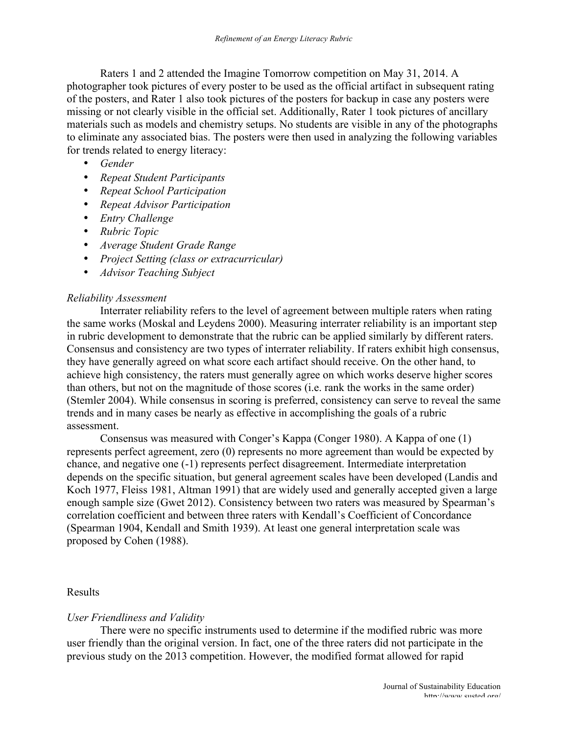Raters 1 and 2 attended the Imagine Tomorrow competition on May 31, 2014. A photographer took pictures of every poster to be used as the official artifact in subsequent rating of the posters, and Rater 1 also took pictures of the posters for backup in case any posters were missing or not clearly visible in the official set. Additionally, Rater 1 took pictures of ancillary materials such as models and chemistry setups. No students are visible in any of the photographs to eliminate any associated bias. The posters were then used in analyzing the following variables for trends related to energy literacy:

- *Gender*
- *Repeat Student Participants*
- *Repeat School Participation*
- *Repeat Advisor Participation*
- *Entry Challenge*
- *Rubric Topic*
- *Average Student Grade Range*
- *Project Setting (class or extracurricular)*
- *Advisor Teaching Subject*

### *Reliability Assessment*

Interrater reliability refers to the level of agreement between multiple raters when rating the same works (Moskal and Leydens 2000). Measuring interrater reliability is an important step in rubric development to demonstrate that the rubric can be applied similarly by different raters. Consensus and consistency are two types of interrater reliability. If raters exhibit high consensus, they have generally agreed on what score each artifact should receive. On the other hand, to achieve high consistency, the raters must generally agree on which works deserve higher scores than others, but not on the magnitude of those scores (i.e. rank the works in the same order) (Stemler 2004). While consensus in scoring is preferred, consistency can serve to reveal the same trends and in many cases be nearly as effective in accomplishing the goals of a rubric assessment.

Consensus was measured with Conger's Kappa (Conger 1980). A Kappa of one (1) represents perfect agreement, zero (0) represents no more agreement than would be expected by chance, and negative one (-1) represents perfect disagreement. Intermediate interpretation depends on the specific situation, but general agreement scales have been developed (Landis and Koch 1977, Fleiss 1981, Altman 1991) that are widely used and generally accepted given a large enough sample size (Gwet 2012). Consistency between two raters was measured by Spearman's correlation coefficient and between three raters with Kendall's Coefficient of Concordance (Spearman 1904, Kendall and Smith 1939). At least one general interpretation scale was proposed by Cohen (1988).

## Results

### *User Friendliness and Validity*

There were no specific instruments used to determine if the modified rubric was more user friendly than the original version. In fact, one of the three raters did not participate in the previous study on the 2013 competition. However, the modified format allowed for rapid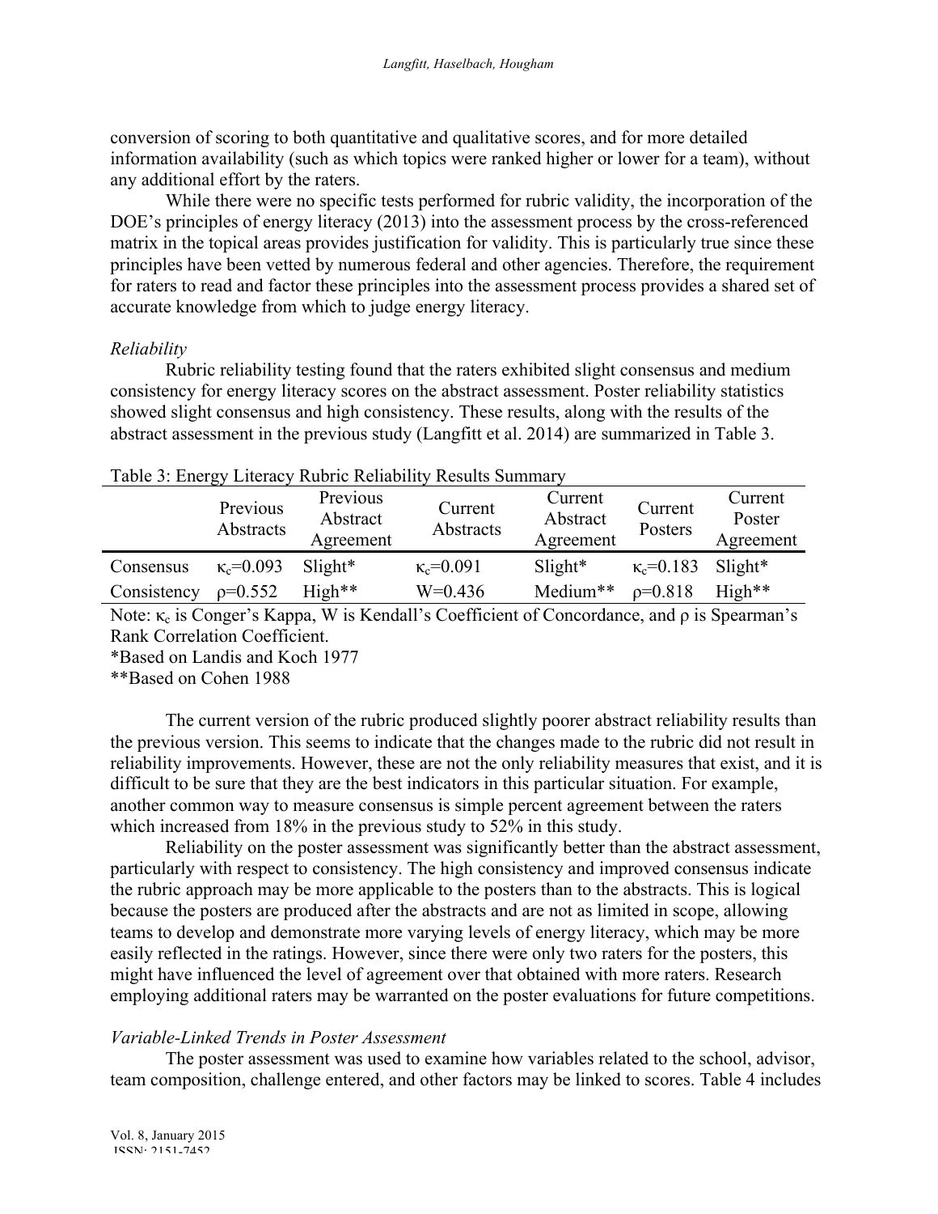conversion of scoring to both quantitative and qualitative scores, and for more detailed information availability (such as which topics were ranked higher or lower for a team), without any additional effort by the raters.

While there were no specific tests performed for rubric validity, the incorporation of the DOE's principles of energy literacy (2013) into the assessment process by the cross-referenced matrix in the topical areas provides justification for validity. This is particularly true since these principles have been vetted by numerous federal and other agencies. Therefore, the requirement for raters to read and factor these principles into the assessment process provides a shared set of accurate knowledge from which to judge energy literacy.

*Reliability*

Rubric reliability testing found that the raters exhibited slight consensus and medium consistency for energy literacy scores on the abstract assessment. Poster reliability statistics showed slight consensus and high consistency. These results, along with the results of the abstract assessment in the previous study (Langfitt et al. 2014) are summarized in Table 3.

Table 3: Energy Literacy Rubric Reliability Results Summary

| | Previous Abstracts | Previous Abstract Agreement | Current Abstracts | Current Abstract Agreement | Current Posters | Current Poster Agreement |
|---|---|---|---|---|---|---|
| Consensus | $\kappa_c$=0.093 | Slight* | $\kappa_c$=0.091 | Slight* | $\kappa_c$=0.183 | Slight* |
| Consistency | $\rho$=0.552 | High** | W=0.436 | Medium** | $\rho$=0.818 | High** |

Note: $\kappa_c$ is Conger's Kappa, W is Kendall's Coefficient of Concordance, and $\rho$ is Spearman's Rank Correlation Coefficient.
*Based on Landis and Koch 1977
**Based on Cohen 1988

The current version of the rubric produced slightly poorer abstract reliability results than the previous version. This seems to indicate that the changes made to the rubric did not result in reliability improvements. However, these are not the only reliability measures that exist, and it is difficult to be sure that they are the best indicators in this particular situation. For example, another common way to measure consensus is simple percent agreement between the raters which increased from 18% in the previous study to 52% in this study.

Reliability on the poster assessment was significantly better than the abstract assessment, particularly with respect to consistency. The high consistency and improved consensus indicate the rubric approach may be more applicable to the posters than to the abstracts. This is logical because the posters are produced after the abstracts and are not as limited in scope, allowing teams to develop and demonstrate more varying levels of energy literacy, which may be more easily reflected in the ratings. However, since there were only two raters for the posters, this might have influenced the level of agreement over that obtained with more raters. Research employing additional raters may be warranted on the poster evaluations for future competitions.

*Variable-Linked Trends in Poster Assessment*

The poster assessment was used to examine how variables related to the school, advisor, team composition, challenge entered, and other factors may be linked to scores. Table 4 includes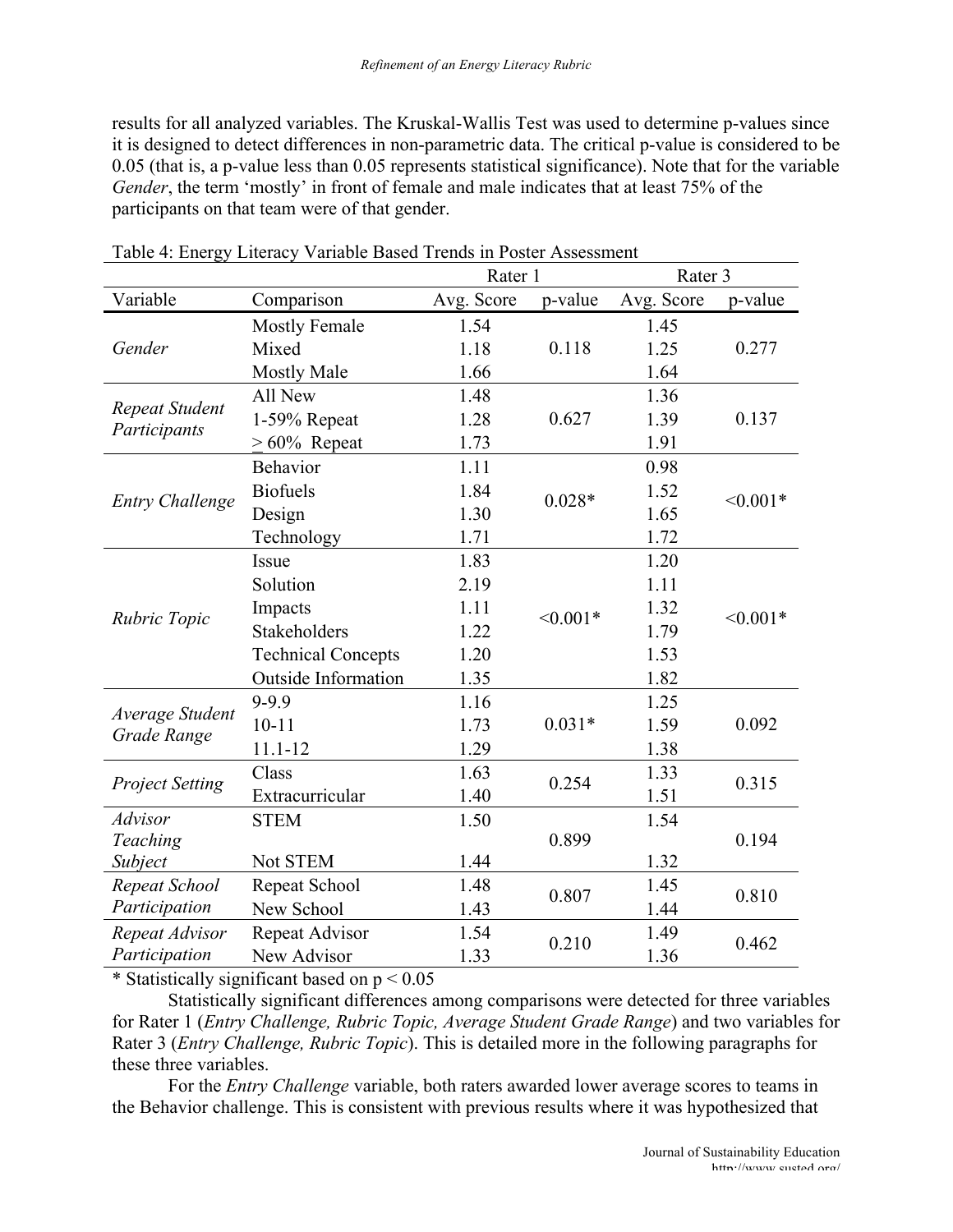results for all analyzed variables. The Kruskal-Wallis Test was used to determine p-values since it is designed to detect differences in non-parametric data. The critical p-value is considered to be 0.05 (that is, a p-value less than 0.05 represents statistical significance). Note that for the variable *Gender*, the term 'mostly' in front of female and male indicates that at least 75% of the participants on that team were of that gender.

Table 4: Energy Literacy Variable Based Trends in Poster Assessment

| | | Rater 1 | | Rater 3 | |
|---|---|---|---|---|---|
| Variable | Comparison | Avg. Score | p-value | Avg. Score | p-value |
| *Gender* | Mostly Female | 1.54 | 0.118 | 1.45 | 0.277 |
| | Mixed | 1.18 | | 1.25 | |
| | Mostly Male | 1.66 | | 1.64 | |
| *Repeat Student Participants* | All New | 1.48 | 0.627 | 1.36 | 0.137 |
| | 1-59% Repeat | 1.28 | | 1.39 | |
| | $\geq$ 60% Repeat | 1.73 | | 1.91 | |
| *Entry Challenge* | Behavior | 1.11 | 0.028* | 0.98 | <0.001* |
| | Biofuels | 1.84 | | 1.52 | |
| | Design | 1.30 | | 1.65 | |
| | Technology | 1.71 | | 1.72 | |
| *Rubric Topic* | Issue | 1.83 | <0.001* | 1.20 | <0.001* |
| | Solution | 2.19 | | 1.11 | |
| | Impacts | 1.11 | | 1.32 | |
| | Stakeholders | 1.22 | | 1.79 | |
| | Technical Concepts | 1.20 | | 1.53 | |
| | Outside Information | 1.35 | | 1.82 | |
| *Average Student Grade Range* | 9-9.9 | 1.16 | 0.031* | 1.25 | 0.092 |
| | 10-11 | 1.73 | | 1.59 | |
| | 11.1-12 | 1.29 | | 1.38 | |
| *Project Setting* | Class | 1.63 | 0.254 | 1.33 | 0.315 |
| | Extracurricular | 1.40 | | 1.51 | |
| *Advisor Teaching Subject* | STEM | 1.50 | 0.899 | 1.54 | 0.194 |
| | Not STEM | 1.44 | | 1.32 | |
| *Repeat School Participation* | Repeat School | 1.48 | 0.807 | 1.45 | 0.810 |
| | New School | 1.43 | | 1.44 | |
| *Repeat Advisor Participation* | Repeat Advisor | 1.54 | 0.210 | 1.49 | 0.462 |
| | New Advisor | 1.33 | | 1.36 | |

* Statistically significant based on $p < 0.05$

Statistically significant differences among comparisons were detected for three variables for Rater 1 (*Entry Challenge, Rubric Topic, Average Student Grade Range*) and two variables for Rater 3 (*Entry Challenge, Rubric Topic*). This is detailed more in the following paragraphs for these three variables.

For the *Entry Challenge* variable, both raters awarded lower average scores to teams in the Behavior challenge. This is consistent with previous results where it was hypothesized that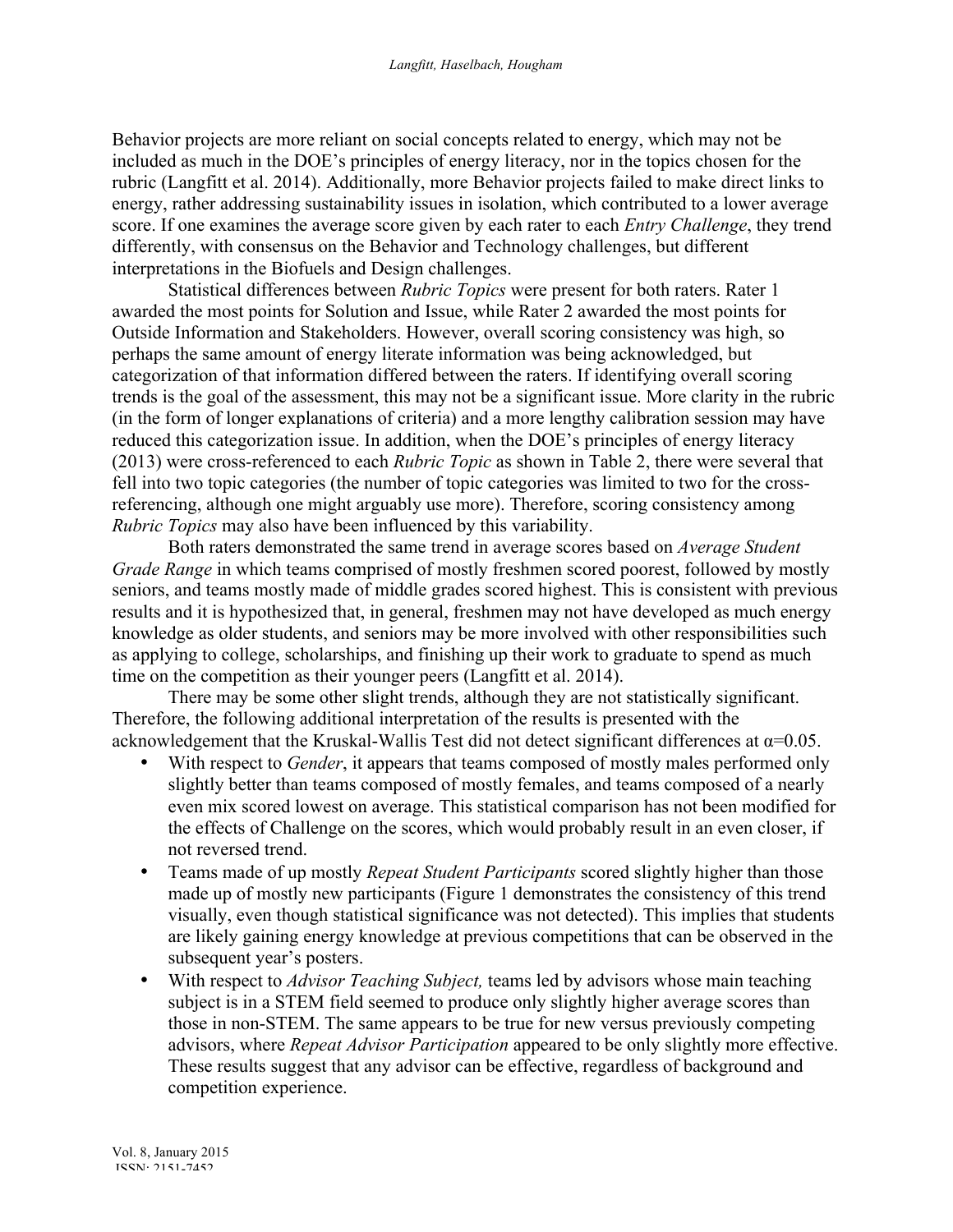Behavior projects are more reliant on social concepts related to energy, which may not be included as much in the DOE's principles of energy literacy, nor in the topics chosen for the rubric (Langfitt et al. 2014). Additionally, more Behavior projects failed to make direct links to energy, rather addressing sustainability issues in isolation, which contributed to a lower average score. If one examines the average score given by each rater to each *Entry Challenge*, they trend differently, with consensus on the Behavior and Technology challenges, but different interpretations in the Biofuels and Design challenges.

Statistical differences between *Rubric Topics* were present for both raters. Rater 1 awarded the most points for Solution and Issue, while Rater 2 awarded the most points for Outside Information and Stakeholders. However, overall scoring consistency was high, so perhaps the same amount of energy literate information was being acknowledged, but categorization of that information differed between the raters. If identifying overall scoring trends is the goal of the assessment, this may not be a significant issue. More clarity in the rubric (in the form of longer explanations of criteria) and a more lengthy calibration session may have reduced this categorization issue. In addition, when the DOE's principles of energy literacy (2013) were cross-referenced to each *Rubric Topic* as shown in Table 2, there were several that fell into two topic categories (the number of topic categories was limited to two for the cross-referencing, although one might arguably use more). Therefore, scoring consistency among *Rubric Topics* may also have been influenced by this variability.

Both raters demonstrated the same trend in average scores based on *Average Student Grade Range* in which teams comprised of mostly freshmen scored poorest, followed by mostly seniors, and teams mostly made of middle grades scored highest. This is consistent with previous results and it is hypothesized that, in general, freshmen may not have developed as much energy knowledge as older students, and seniors may be more involved with other responsibilities such as applying to college, scholarships, and finishing up their work to graduate to spend as much time on the competition as their younger peers (Langfitt et al. 2014).

There may be some other slight trends, although they are not statistically significant. Therefore, the following additional interpretation of the results is presented with the acknowledgement that the Kruskal-Wallis Test did not detect significant differences at $\alpha=0.05$.

- With respect to *Gender*, it appears that teams composed of mostly males performed only slightly better than teams composed of mostly females, and teams composed of a nearly even mix scored lowest on average. This statistical comparison has not been modified for the effects of Challenge on the scores, which would probably result in an even closer, if not reversed trend.
- Teams made of up mostly *Repeat Student Participants* scored slightly higher than those made up of mostly new participants (Figure 1 demonstrates the consistency of this trend visually, even though statistical significance was not detected). This implies that students are likely gaining energy knowledge at previous competitions that can be observed in the subsequent year's posters.
- With respect to *Advisor Teaching Subject,* teams led by advisors whose main teaching subject is in a STEM field seemed to produce only slightly higher average scores than those in non-STEM. The same appears to be true for new versus previously competing advisors, where *Repeat Advisor Participation* appeared to be only slightly more effective. These results suggest that any advisor can be effective, regardless of background and competition experience.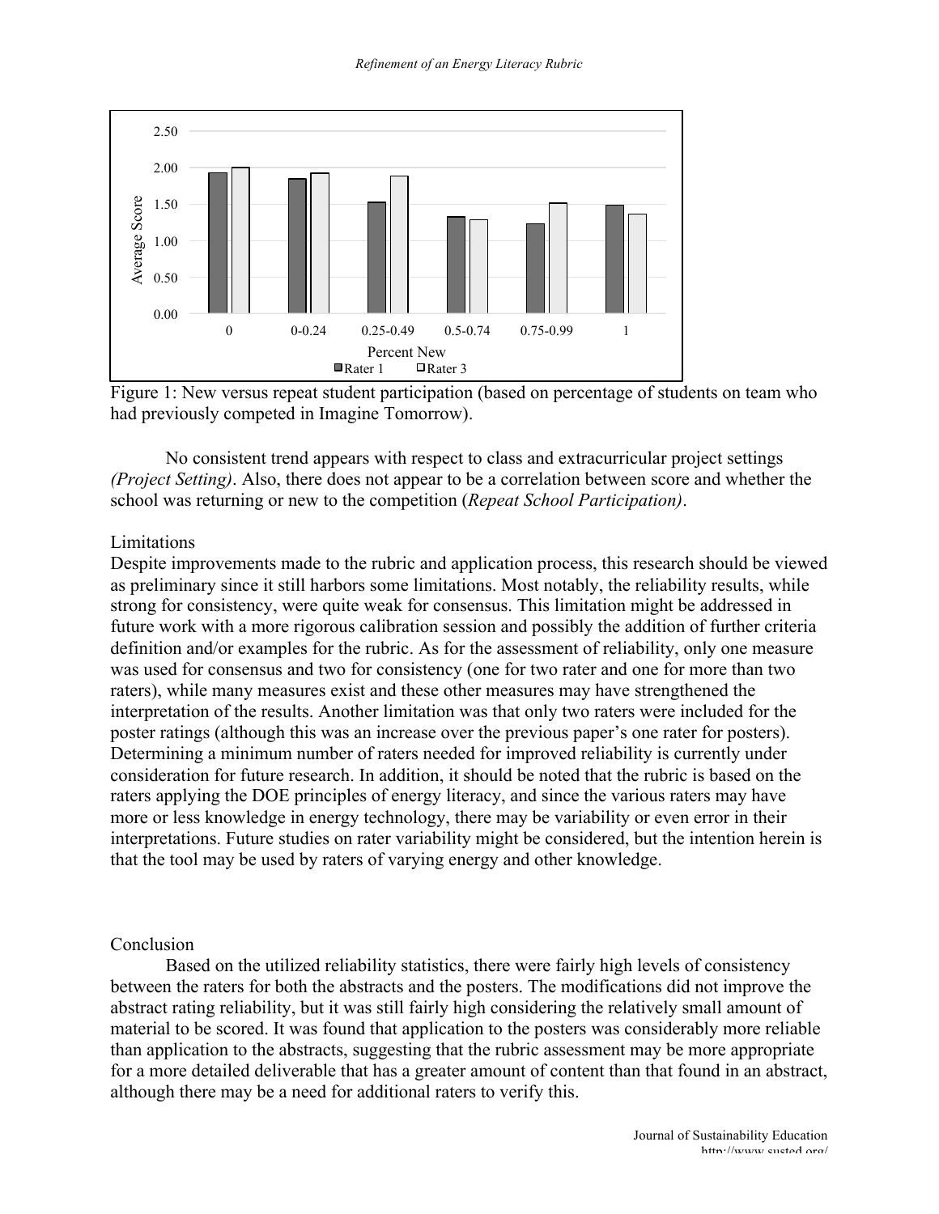Figure 1: New versus repeat student participation (based on percentage of students on team who had previously competed in Imagine Tomorrow).

No consistent trend appears with respect to class and extracurricular project settings *(Project Setting)*. Also, there does not appear to be a correlation between score and whether the school was returning or new to the competition (*Repeat School Participation)*.

## Limitations

Despite improvements made to the rubric and application process, this research should be viewed as preliminary since it still harbors some limitations. Most notably, the reliability results, while strong for consistency, were quite weak for consensus. This limitation might be addressed in future work with a more rigorous calibration session and possibly the addition of further criteria definition and/or examples for the rubric. As for the assessment of reliability, only one measure was used for consensus and two for consistency (one for two rater and one for more than two raters), while many measures exist and these other measures may have strengthened the interpretation of the results. Another limitation was that only two raters were included for the poster ratings (although this was an increase over the previous paper's one rater for posters). Determining a minimum number of raters needed for improved reliability is currently under consideration for future research. In addition, it should be noted that the rubric is based on the raters applying the DOE principles of energy literacy, and since the various raters may have more or less knowledge in energy technology, there may be variability or even error in their interpretations. Future studies on rater variability might be considered, but the intention herein is that the tool may be used by raters of varying energy and other knowledge.

## Conclusion

Based on the utilized reliability statistics, there were fairly high levels of consistency between the raters for both the abstracts and the posters. The modifications did not improve the abstract rating reliability, but it was still fairly high considering the relatively small amount of material to be scored. It was found that application to the posters was considerably more reliable than application to the abstracts, suggesting that the rubric assessment may be more appropriate for a more detailed deliverable that has a greater amount of content than that found in an abstract, although there may be a need for additional raters to verify this.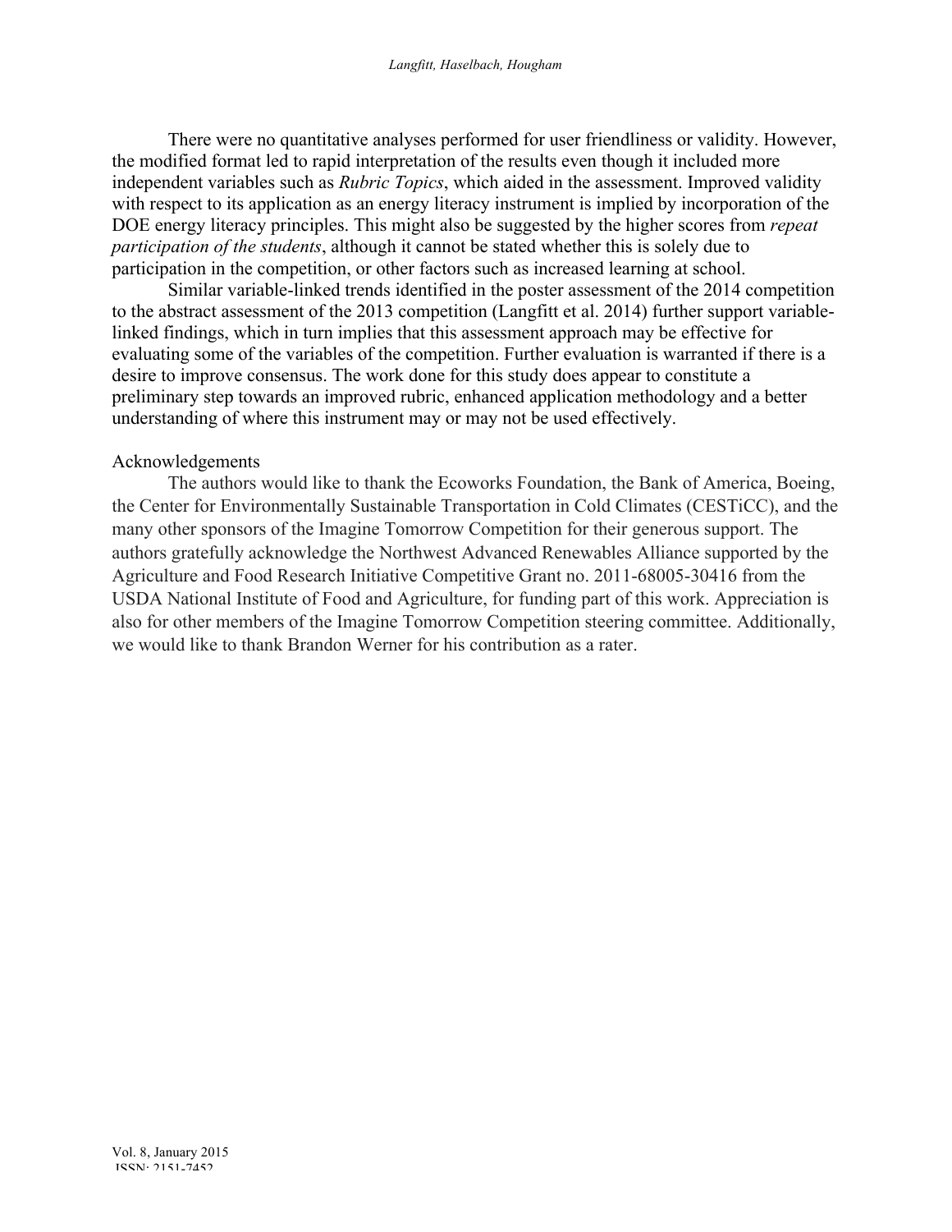There were no quantitative analyses performed for user friendliness or validity. However, the modified format led to rapid interpretation of the results even though it included more independent variables such as *Rubric Topics*, which aided in the assessment. Improved validity with respect to its application as an energy literacy instrument is implied by incorporation of the DOE energy literacy principles. This might also be suggested by the higher scores from *repeat participation of the students*, although it cannot be stated whether this is solely due to participation in the competition, or other factors such as increased learning at school.

Similar variable-linked trends identified in the poster assessment of the 2014 competition to the abstract assessment of the 2013 competition (Langfitt et al. 2014) further support variable-linked findings, which in turn implies that this assessment approach may be effective for evaluating some of the variables of the competition. Further evaluation is warranted if there is a desire to improve consensus. The work done for this study does appear to constitute a preliminary step towards an improved rubric, enhanced application methodology and a better understanding of where this instrument may or may not be used effectively.

## Acknowledgements

The authors would like to thank the Ecoworks Foundation, the Bank of America, Boeing, the Center for Environmentally Sustainable Transportation in Cold Climates (CESTiCC), and the many other sponsors of the Imagine Tomorrow Competition for their generous support. The authors gratefully acknowledge the Northwest Advanced Renewables Alliance supported by the Agriculture and Food Research Initiative Competitive Grant no. 2011-68005-30416 from the USDA National Institute of Food and Agriculture, for funding part of this work. Appreciation is also for other members of the Imagine Tomorrow Competition steering committee. Additionally, we would like to thank Brandon Werner for his contribution as a rater.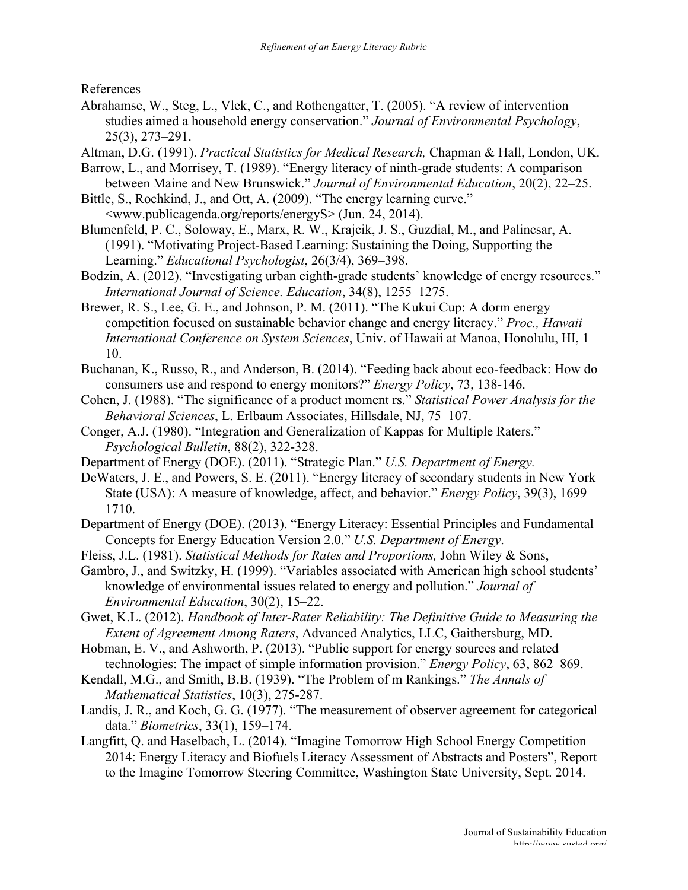References

Abrahamse, W., Steg, L., Vlek, C., and Rothengatter, T. (2005). "A review of intervention studies aimed a household energy conservation." *Journal of Environmental Psychology*, 25(3), 273–291.

Altman, D.G. (1991). *Practical Statistics for Medical Research,* Chapman & Hall, London, UK.

Barrow, L., and Morrisey, T. (1989). "Energy literacy of ninth-grade students: A comparison between Maine and New Brunswick." *Journal of Environmental Education*, 20(2), 22–25.

Bittle, S., Rochkind, J., and Ott, A. (2009). "The energy learning curve." <www.publicagenda.org/reports/energyS> (Jun. 24, 2014).

Blumenfeld, P. C., Soloway, E., Marx, R. W., Krajcik, J. S., Guzdial, M., and Palincsar, A. (1991). "Motivating Project-Based Learning: Sustaining the Doing, Supporting the Learning." *Educational Psychologist*, 26(3/4), 369–398.

Bodzin, A. (2012). "Investigating urban eighth-grade students' knowledge of energy resources." *International Journal of Science. Education*, 34(8), 1255–1275.

Brewer, R. S., Lee, G. E., and Johnson, P. M. (2011). "The Kukui Cup: A dorm energy competition focused on sustainable behavior change and energy literacy." *Proc., Hawaii International Conference on System Sciences*, Univ. of Hawaii at Manoa, Honolulu, HI, 1–10.

Buchanan, K., Russo, R., and Anderson, B. (2014). "Feeding back about eco-feedback: How do consumers use and respond to energy monitors?" *Energy Policy*, 73, 138-146.

Cohen, J. (1988). "The significance of a product moment rs." *Statistical Power Analysis for the Behavioral Sciences*, L. Erlbaum Associates, Hillsdale, NJ, 75–107.

Conger, A.J. (1980). "Integration and Generalization of Kappas for Multiple Raters." *Psychological Bulletin*, 88(2), 322-328.

Department of Energy (DOE). (2011). "Strategic Plan." *U.S. Department of Energy.*

DeWaters, J. E., and Powers, S. E. (2011). "Energy literacy of secondary students in New York State (USA): A measure of knowledge, affect, and behavior." *Energy Policy*, 39(3), 1699–1710.

Department of Energy (DOE). (2013). "Energy Literacy: Essential Principles and Fundamental Concepts for Energy Education Version 2.0." *U.S. Department of Energy*.

Fleiss, J.L. (1981). *Statistical Methods for Rates and Proportions,* John Wiley & Sons,

Gambro, J., and Switzky, H. (1999). "Variables associated with American high school students' knowledge of environmental issues related to energy and pollution." *Journal of Environmental Education*, 30(2), 15–22.

Gwet, K.L. (2012). *Handbook of Inter-Rater Reliability: The Definitive Guide to Measuring the Extent of Agreement Among Raters*, Advanced Analytics, LLC, Gaithersburg, MD.

Hobman, E. V., and Ashworth, P. (2013). "Public support for energy sources and related technologies: The impact of simple information provision." *Energy Policy*, 63, 862–869.

Kendall, M.G., and Smith, B.B. (1939). "The Problem of m Rankings." *The Annals of Mathematical Statistics*, 10(3), 275-287.

Landis, J. R., and Koch, G. G. (1977). "The measurement of observer agreement for categorical data." *Biometrics*, 33(1), 159–174.

Langfitt, Q. and Haselbach, L. (2014). "Imagine Tomorrow High School Energy Competition 2014: Energy Literacy and Biofuels Literacy Assessment of Abstracts and Posters", Report to the Imagine Tomorrow Steering Committee, Washington State University, Sept. 2014.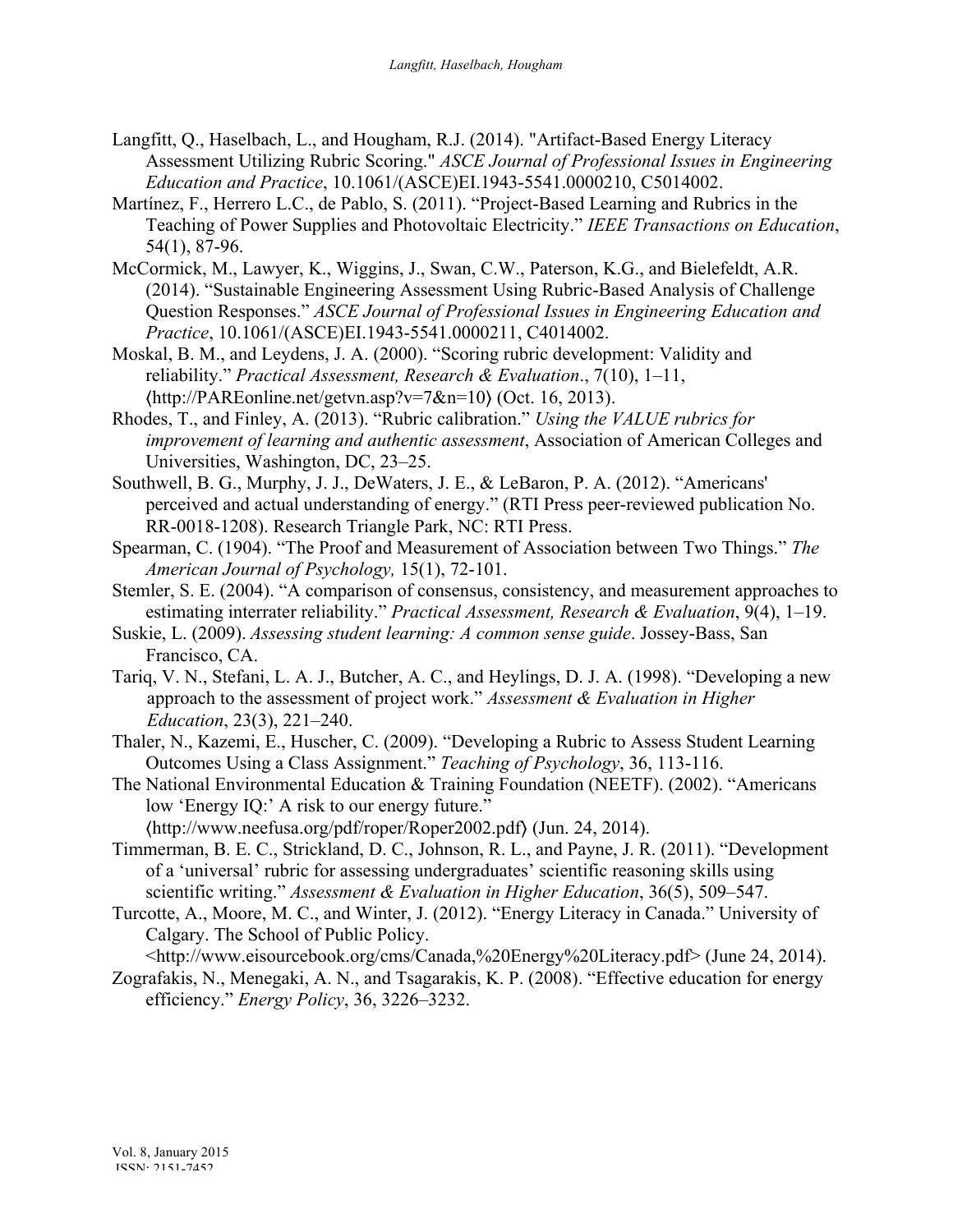Langfitt, Q., Haselbach, L., and Hougham, R.J. (2014). "Artifact-Based Energy Literacy Assessment Utilizing Rubric Scoring." *ASCE Journal of Professional Issues in Engineering Education and Practice*, 10.1061/(ASCE)EI.1943-5541.0000210, C5014002.

Martínez, F., Herrero L.C., de Pablo, S. (2011). "Project-Based Learning and Rubrics in the Teaching of Power Supplies and Photovoltaic Electricity." *IEEE Transactions on Education*, 54(1), 87-96.

McCormick, M., Lawyer, K., Wiggins, J., Swan, C.W., Paterson, K.G., and Bielefeldt, A.R. (2014). "Sustainable Engineering Assessment Using Rubric-Based Analysis of Challenge Question Responses." *ASCE Journal of Professional Issues in Engineering Education and Practice*, 10.1061/(ASCE)EI.1943-5541.0000211, C4014002.

Moskal, B. M., and Leydens, J. A. (2000). "Scoring rubric development: Validity and reliability." *Practical Assessment, Research & Evaluation*., 7(10), 1–11, ⟨http://PAREonline.net/getvn.asp?v=7&n=10⟩ (Oct. 16, 2013).

Rhodes, T., and Finley, A. (2013). "Rubric calibration." *Using the VALUE rubrics for improvement of learning and authentic assessment*, Association of American Colleges and Universities, Washington, DC, 23–25.

Southwell, B. G., Murphy, J. J., DeWaters, J. E., & LeBaron, P. A. (2012). "Americans' perceived and actual understanding of energy." (RTI Press peer-reviewed publication No. RR-0018-1208). Research Triangle Park, NC: RTI Press.

Spearman, C. (1904). "The Proof and Measurement of Association between Two Things." *The American Journal of Psychology,* 15(1), 72-101.

Stemler, S. E. (2004). "A comparison of consensus, consistency, and measurement approaches to estimating interrater reliability." *Practical Assessment, Research & Evaluation*, 9(4), 1–19.

Suskie, L. (2009). *Assessing student learning: A common sense guide*. Jossey-Bass, San Francisco, CA.

Tariq, V. N., Stefani, L. A. J., Butcher, A. C., and Heylings, D. J. A. (1998). "Developing a new approach to the assessment of project work." *Assessment & Evaluation in Higher Education*, 23(3), 221–240.

Thaler, N., Kazemi, E., Huscher, C. (2009). "Developing a Rubric to Assess Student Learning Outcomes Using a Class Assignment." *Teaching of Psychology*, 36, 113-116.

The National Environmental Education & Training Foundation (NEETF). (2002). "Americans low 'Energy IQ:' A risk to our energy future." ⟨http://www.neefusa.org/pdf/roper/Roper2002.pdf⟩ (Jun. 24, 2014).

Timmerman, B. E. C., Strickland, D. C., Johnson, R. L., and Payne, J. R. (2011). "Development of a 'universal' rubric for assessing undergraduates' scientific reasoning skills using scientific writing." *Assessment & Evaluation in Higher Education*, 36(5), 509–547.

Turcotte, A., Moore, M. C., and Winter, J. (2012). "Energy Literacy in Canada." University of Calgary. The School of Public Policy. <http://www.eisourcebook.org/cms/Canada,%20Energy%20Literacy.pdf> (June 24, 2014).

Zografakis, N., Menegaki, A. N., and Tsagarakis, K. P. (2008). "Effective education for energy efficiency." *Energy Policy*, 36, 3226–3232.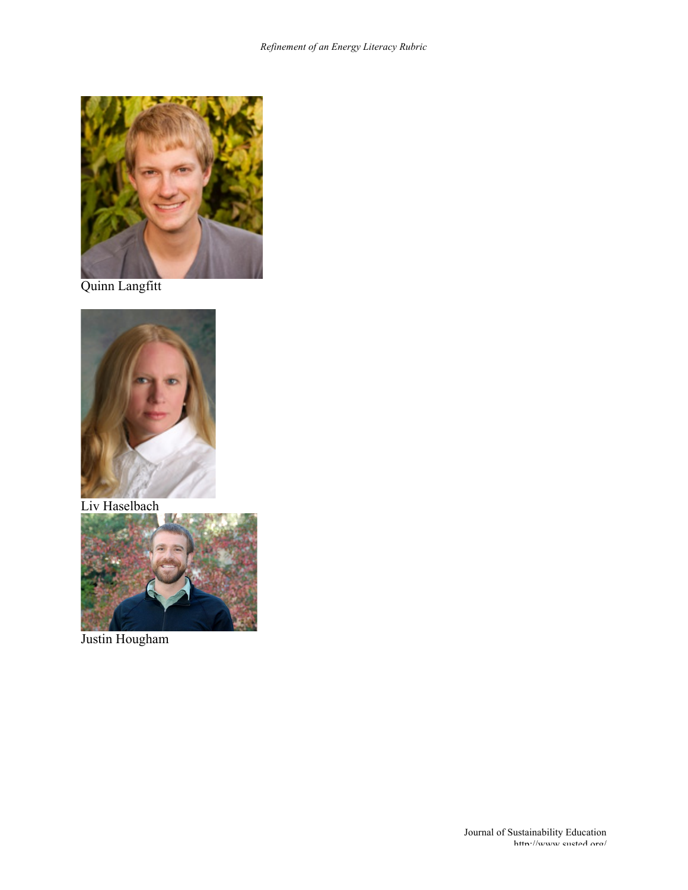Quinn Langfitt

Liv Haselbach

Justin Hougham